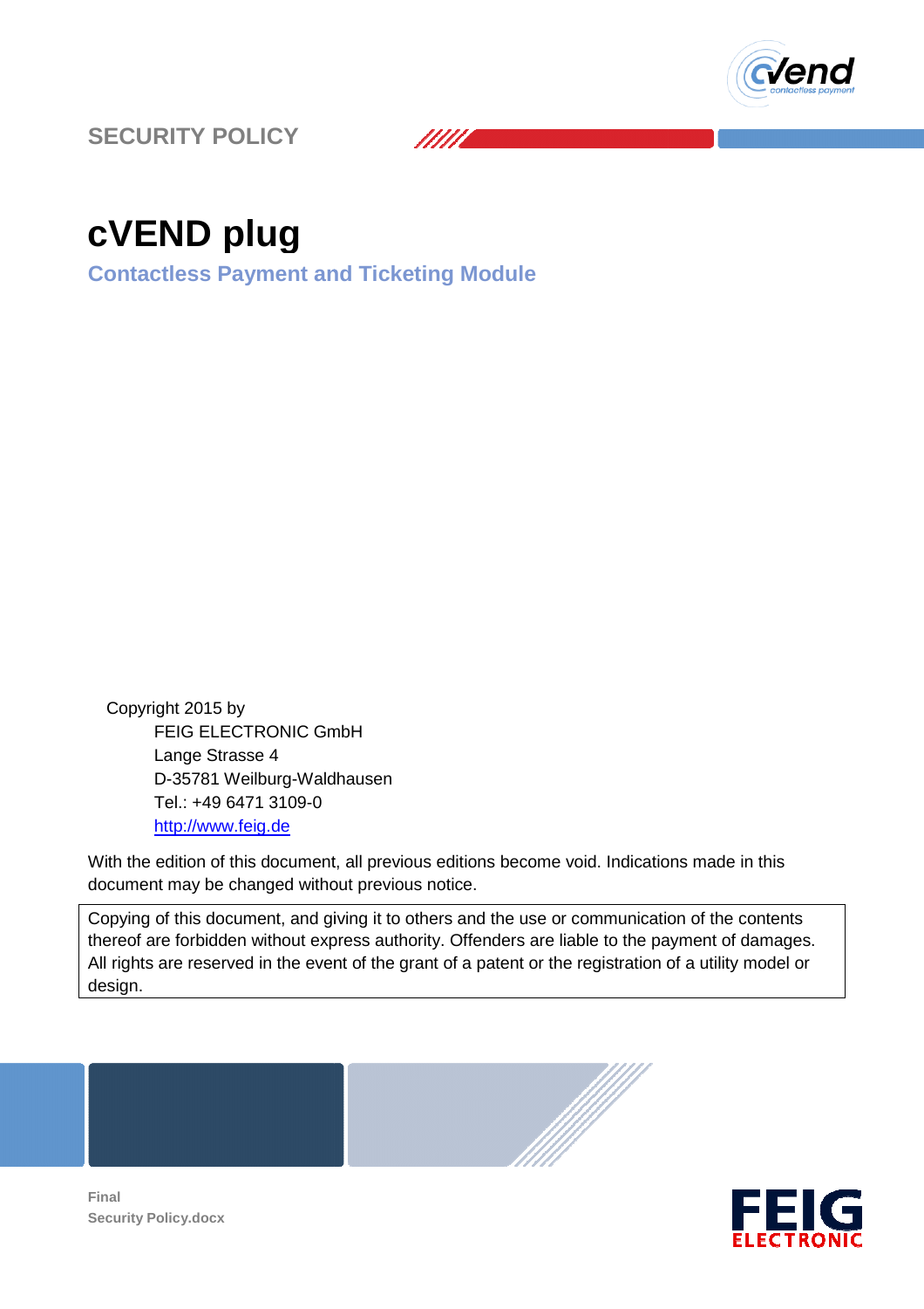SECURITY POLICY

# cVEND plug

## Contactless Payment and Ticketing Module

Copyright 2015 by

FEIG ELECTRONIC GmbH
Lange Strasse 4
D-35781 Weilburg-Waldhausen
Tel.: +49 6471 3109-0
http://www.feig.de

With the edition of this document, all previous editions become void. Indications made in this document may be changed without previous notice.

Copying of this document, and giving it to others and the use or communication of the contents thereof are forbidden without express authority. Offenders are liable to the payment of damages. All rights are reserved in the event of the grant of a patent or the registration of a utility model or design.

**Final**
**Security Policy.docx**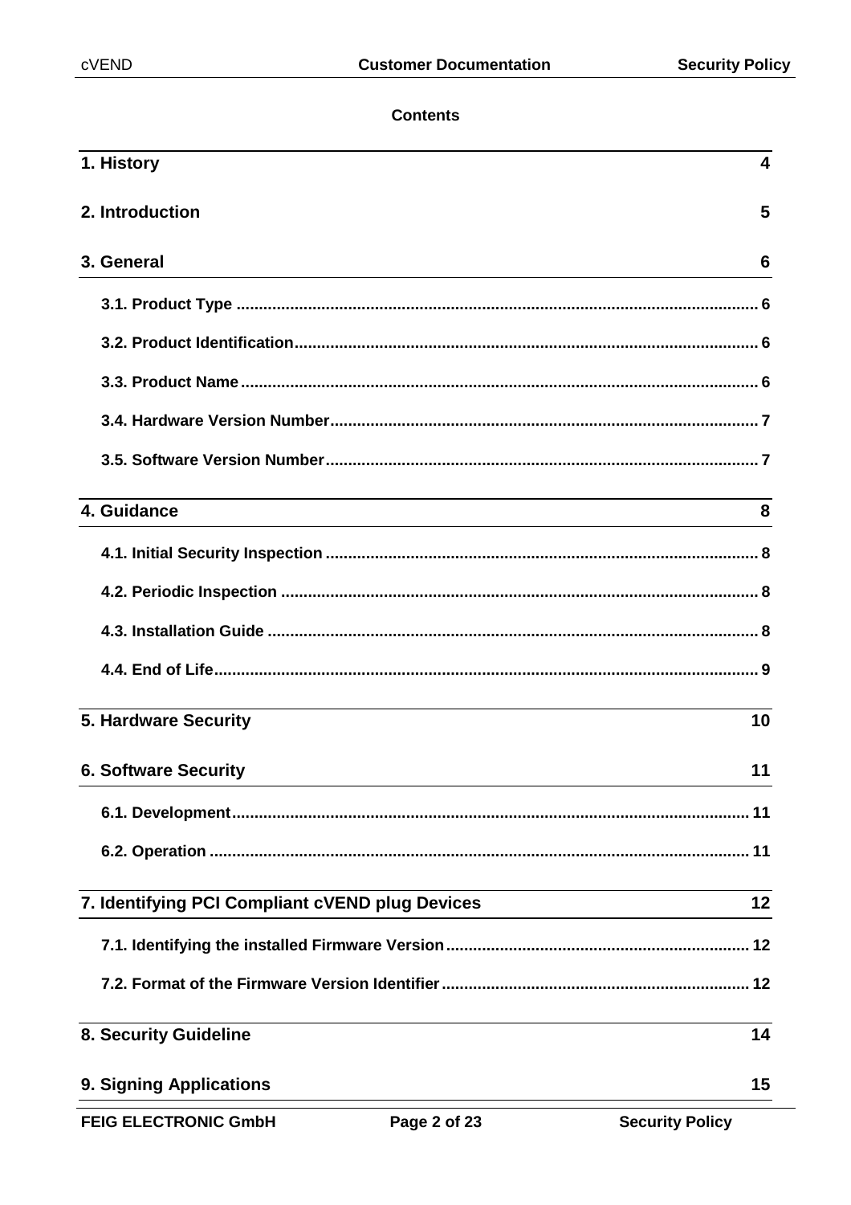**Contents**

| | |
|---|---|
| **1. History** | **4** |
| **2. Introduction** | **5** |
| **3. General** | **6** |
| 3.1. Product Type | 6 |
| 3.2. Product Identification | 6 |
| 3.3. Product Name | 6 |
| 3.4. Hardware Version Number | 7 |
| 3.5. Software Version Number | 7 |
| **4. Guidance** | **8** |
| 4.1. Initial Security Inspection | 8 |
| 4.2. Periodic Inspection | 8 |
| 4.3. Installation Guide | 8 |
| 4.4. End of Life | 9 |
| **5. Hardware Security** | **10** |
| **6. Software Security** | **11** |
| 6.1. Development | 11 |
| 6.2. Operation | 11 |
| **7. Identifying PCI Compliant cVEND plug Devices** | **12** |
| 7.1. Identifying the installed Firmware Version | 12 |
| 7.2. Format of the Firmware Version Identifier | 12 |
| **8. Security Guideline** | **14** |
| **9. Signing Applications** | **15** |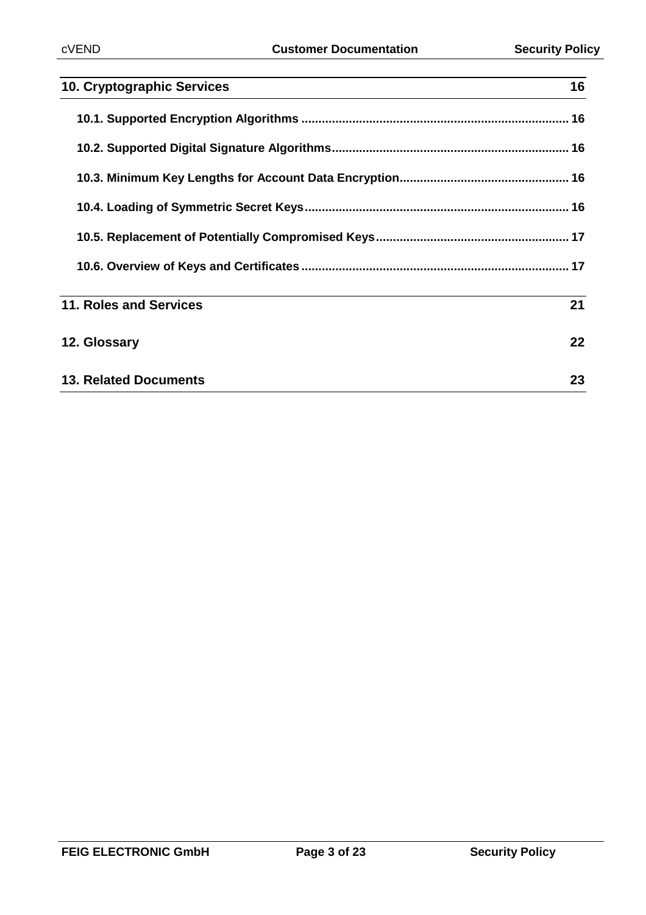**10. Cryptographic Services** 16

- **10.1. Supported Encryption Algorithms** 16
- **10.2. Supported Digital Signature Algorithms** 16
- **10.3. Minimum Key Lengths for Account Data Encryption** 16
- **10.4. Loading of Symmetric Secret Keys** 16
- **10.5. Replacement of Potentially Compromised Keys** 17
- **10.6. Overview of Keys and Certificates** 17

**11. Roles and Services** 21

**12. Glossary** 22

**13. Related Documents** 23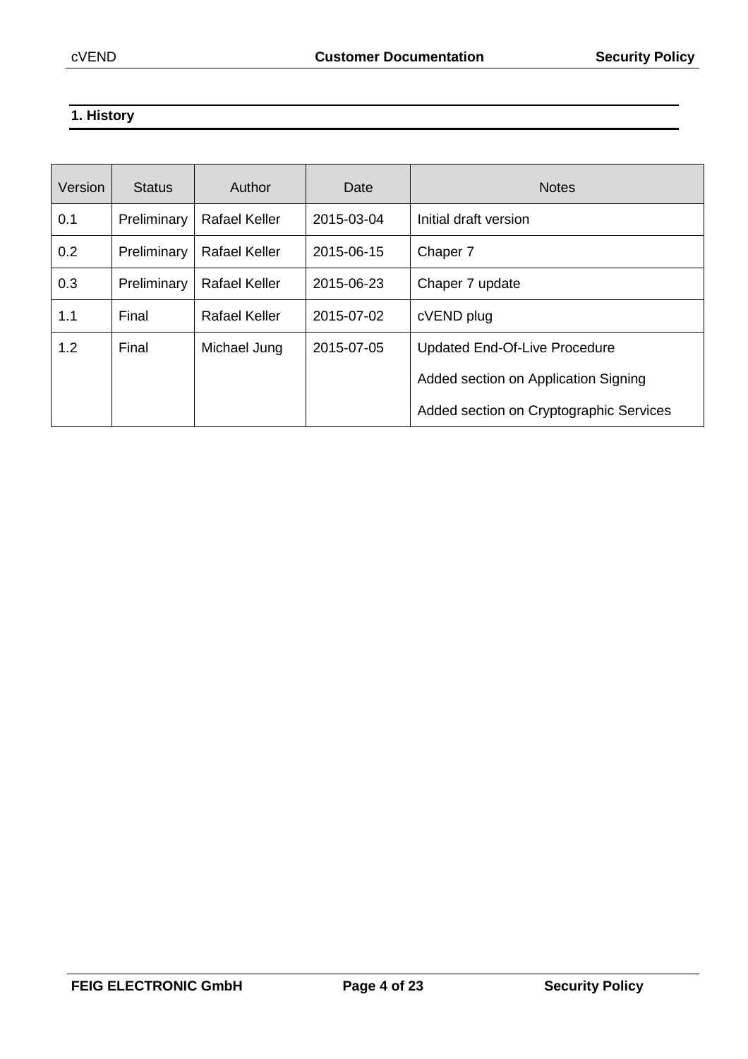## 1. History

| Version | Status | Author | Date | Notes |
|---|---|---|---|---|
| 0.1 | Preliminary | Rafael Keller | 2015-03-04 | Initial draft version |
| 0.2 | Preliminary | Rafael Keller | 2015-06-15 | Chaper 7 |
| 0.3 | Preliminary | Rafael Keller | 2015-06-23 | Chaper 7 update |
| 1.1 | Final | Rafael Keller | 2015-07-02 | cVEND plug |
| 1.2 | Final | Michael Jung | 2015-07-05 | Updated End-Of-Live Procedure<br>Added section on Application Signing<br>Added section on Cryptographic Services |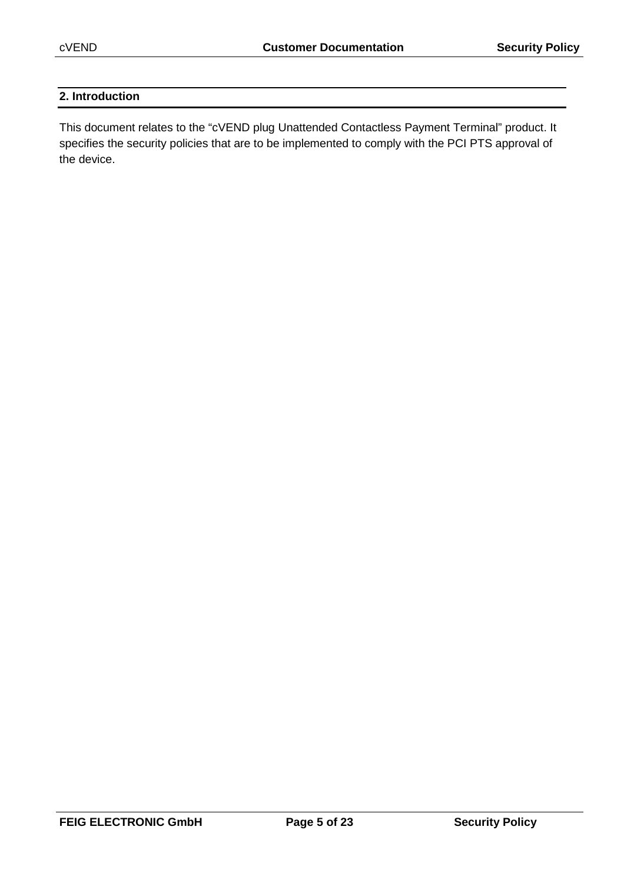## 2. Introduction

This document relates to the “cVEND plug Unattended Contactless Payment Terminal” product. It specifies the security policies that are to be implemented to comply with the PCI PTS approval of the device.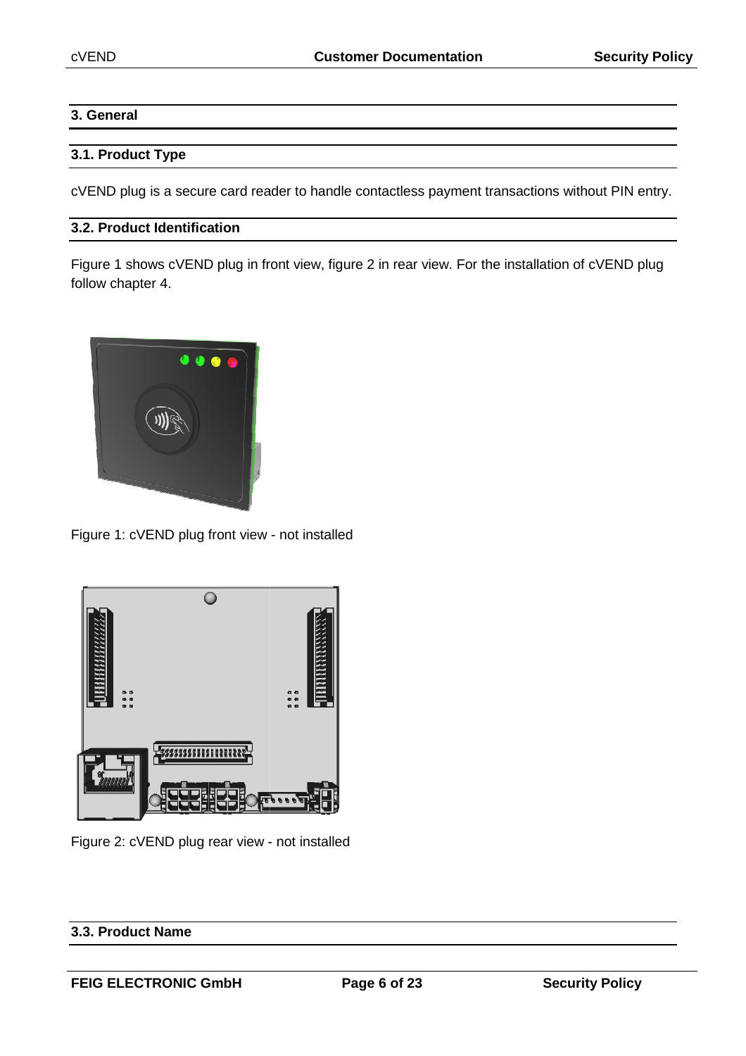## 3. General

### 3.1. Product Type

cVEND plug is a secure card reader to handle contactless payment transactions without PIN entry.

### 3.2. Product Identification

Figure 1 shows cVEND plug in front view, figure 2 in rear view. For the installation of cVEND plug follow chapter 4.

Figure 1: cVEND plug front view - not installed

Figure 2: cVEND plug rear view - not installed

### 3.3. Product Name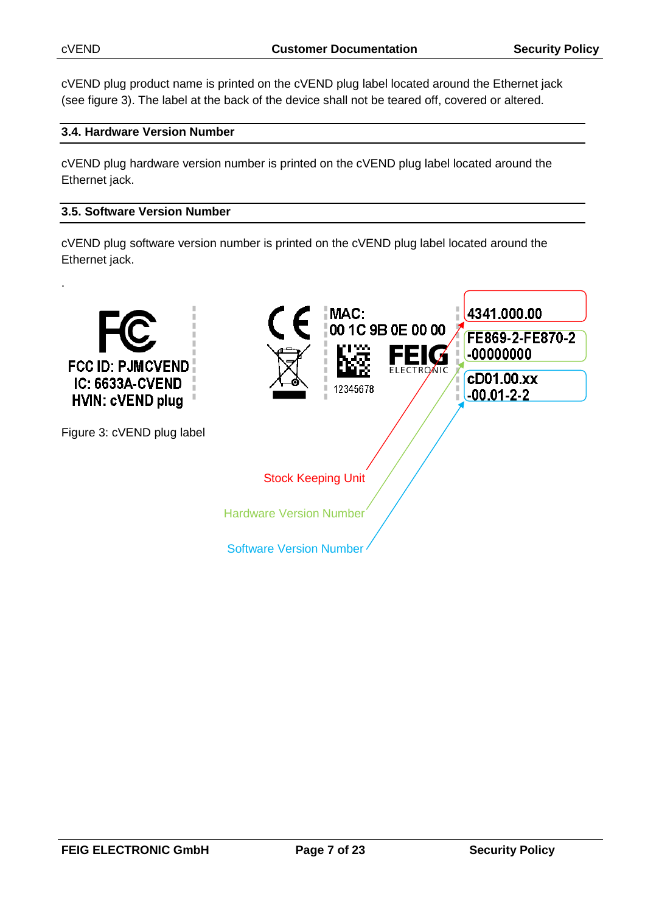cVEND plug product name is printed on the cVEND plug label located around the Ethernet jack (see figure 3). The label at the back of the device shall not be teared off, covered or altered.

## 3.4. Hardware Version Number

cVEND plug hardware version number is printed on the cVEND plug label located around the Ethernet jack.

## 3.5. Software Version Number

cVEND plug software version number is printed on the cVEND plug label located around the Ethernet jack.

.

FCC ID: PJMCVEND
IC: 6633A-CVEND
HVIN: cVEND plug

MAC:
00 1C 9B 0E 00 00

12345678

FEIG ELECTRONIC

4341.000.00

FE869-2-FE870-2
-00000000

cD01.00.xx
-00.01-2-2

Stock Keeping Unit

Hardware Version Number

Software Version Number

Figure 3: cVEND plug label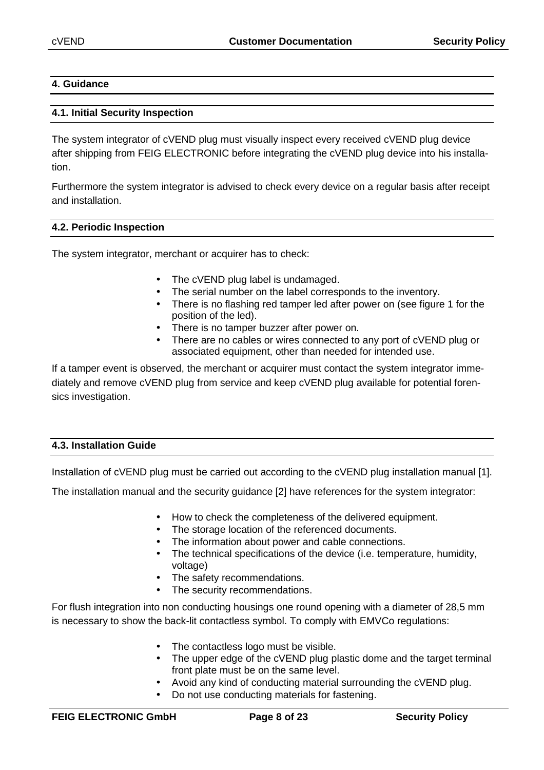## 4. Guidance

### 4.1. Initial Security Inspection

The system integrator of cVEND plug must visually inspect every received cVEND plug device after shipping from FEIG ELECTRONIC before integrating the cVEND plug device into his installation.

Furthermore the system integrator is advised to check every device on a regular basis after receipt and installation.

### 4.2. Periodic Inspection

The system integrator, merchant or acquirer has to check:

- The cVEND plug label is undamaged.
- The serial number on the label corresponds to the inventory.
- There is no flashing red tamper led after power on (see figure 1 for the position of the led).
- There is no tamper buzzer after power on.
- There are no cables or wires connected to any port of cVEND plug or associated equipment, other than needed for intended use.

If a tamper event is observed, the merchant or acquirer must contact the system integrator immediately and remove cVEND plug from service and keep cVEND plug available for potential forensics investigation.

### 4.3. Installation Guide

Installation of cVEND plug must be carried out according to the cVEND plug installation manual [1].

The installation manual and the security guidance [2] have references for the system integrator:

- How to check the completeness of the delivered equipment.
- The storage location of the referenced documents.
- The information about power and cable connections.
- The technical specifications of the device (i.e. temperature, humidity, voltage)
- The safety recommendations.
- The security recommendations.

For flush integration into non conducting housings one round opening with a diameter of 28,5 mm is necessary to show the back-lit contactless symbol. To comply with EMVCo regulations:

- The contactless logo must be visible.
- The upper edge of the cVEND plug plastic dome and the target terminal front plate must be on the same level.
- Avoid any kind of conducting material surrounding the cVEND plug.
- Do not use conducting materials for fastening.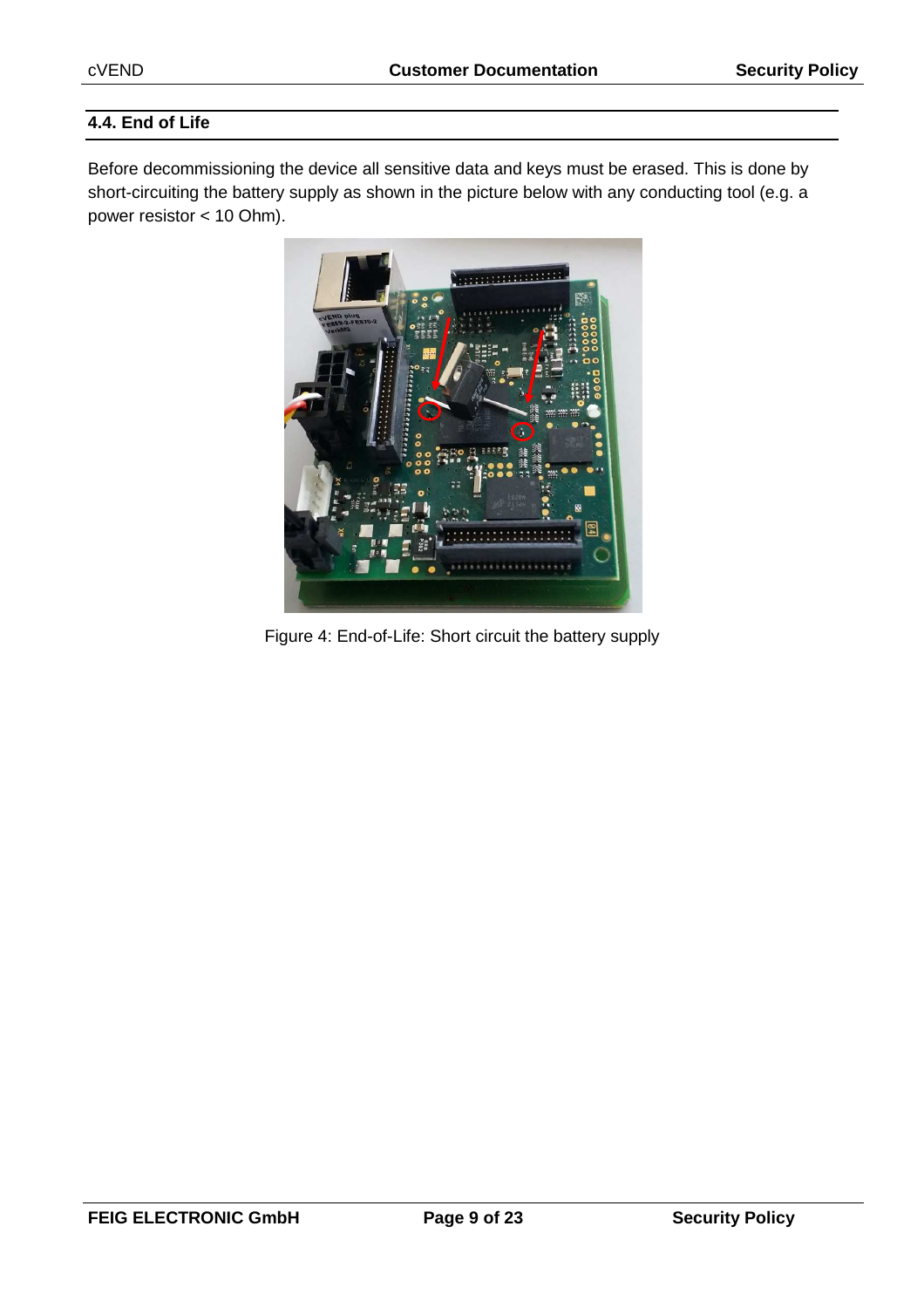## 4.4. End of Life

Before decommissioning the device all sensitive data and keys must be erased. This is done by short-circuiting the battery supply as shown in the picture below with any conducting tool (e.g. a power resistor < 10 Ohm).

Figure 4: End-of-Life: Short circuit the battery supply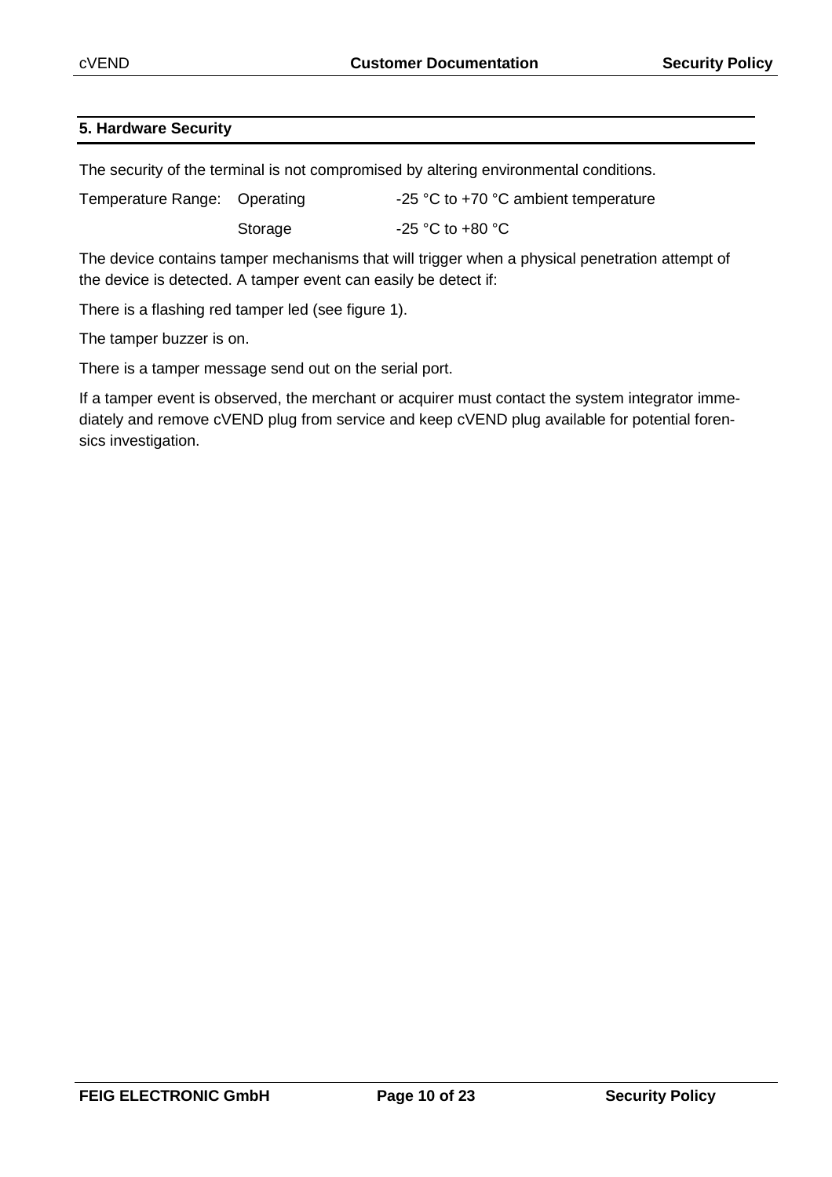## 5. Hardware Security

The security of the terminal is not compromised by altering environmental conditions.

| Temperature Range: | Operating | -25 °C to +70 °C ambient temperature |
| --- | --- | --- |
| | Storage | -25 °C to +80 °C |

The device contains tamper mechanisms that will trigger when a physical penetration attempt of the device is detected. A tamper event can easily be detect if:

There is a flashing red tamper led (see figure 1).

The tamper buzzer is on.

There is a tamper message send out on the serial port.

If a tamper event is observed, the merchant or acquirer must contact the system integrator immediately and remove cVEND plug from service and keep cVEND plug available for potential forensics investigation.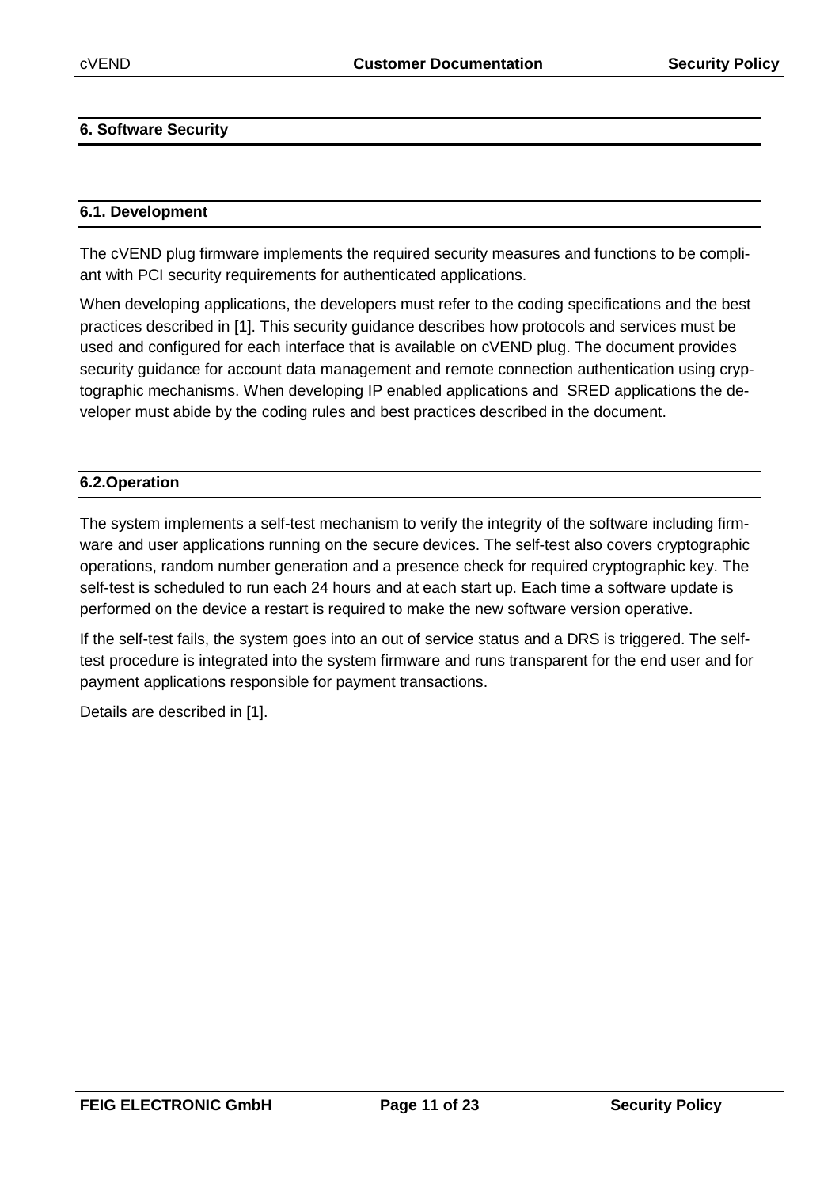## 6. Software Security

### 6.1. Development

The cVEND plug firmware implements the required security measures and functions to be compliant with PCI security requirements for authenticated applications.

When developing applications, the developers must refer to the coding specifications and the best practices described in [1]. This security guidance describes how protocols and services must be used and configured for each interface that is available on cVEND plug. The document provides security guidance for account data management and remote connection authentication using cryptographic mechanisms. When developing IP enabled applications and SRED applications the developer must abide by the coding rules and best practices described in the document.

### 6.2.Operation

The system implements a self-test mechanism to verify the integrity of the software including firmware and user applications running on the secure devices. The self-test also covers cryptographic operations, random number generation and a presence check for required cryptographic key. The self-test is scheduled to run each 24 hours and at each start up. Each time a software update is performed on the device a restart is required to make the new software version operative.

If the self-test fails, the system goes into an out of service status and a DRS is triggered. The self-test procedure is integrated into the system firmware and runs transparent for the end user and for payment applications responsible for payment transactions.

Details are described in [1].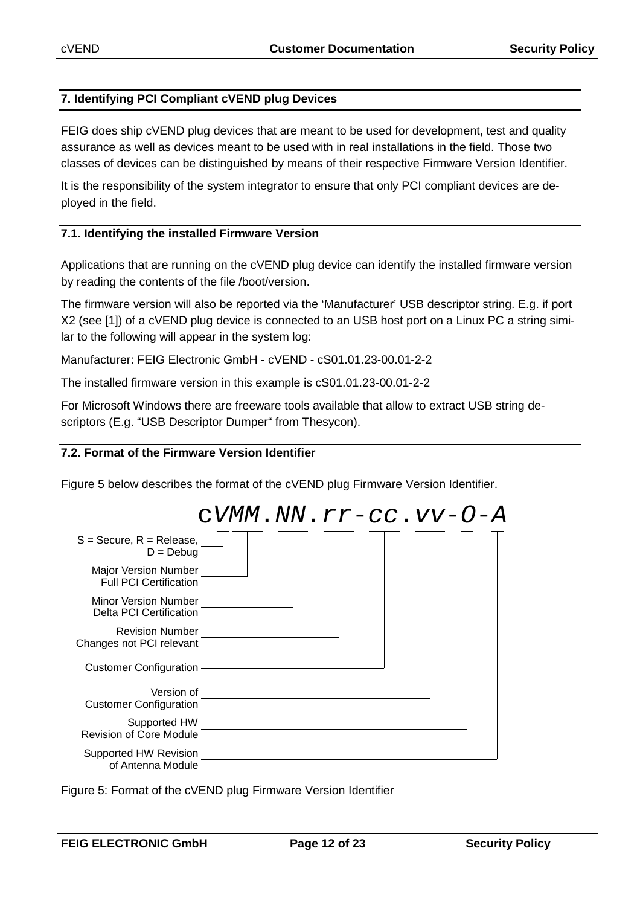## 7. Identifying PCI Compliant cVEND plug Devices

FEIG does ship cVEND plug devices that are meant to be used for development, test and quality assurance as well as devices meant to be used with in real installations in the field. Those two classes of devices can be distinguished by means of their respective Firmware Version Identifier.

It is the responsibility of the system integrator to ensure that only PCI compliant devices are deployed in the field.

### 7.1. Identifying the installed Firmware Version

Applications that are running on the cVEND plug device can identify the installed firmware version by reading the contents of the file /boot/version.

The firmware version will also be reported via the 'Manufacturer' USB descriptor string. E.g. if port X2 (see [1]) of a cVEND plug device is connected to an USB host port on a Linux PC a string similar to the following will appear in the system log:

Manufacturer: FEIG Electronic GmbH - cVEND - cS01.01.23-00.01-2-2

The installed firmware version in this example is cS01.01.23-00.01-2-2

For Microsoft Windows there are freeware tools available that allow to extract USB string descriptors (E.g. "USB Descriptor Dumper" from Thesycon).

### 7.2. Format of the Firmware Version Identifier

Figure 5 below describes the format of the cVEND plug Firmware Version Identifier.

cVMM.NN.rr-cc.vv-O-A

- V: S = Secure, R = Release, D = Debug
- MM: Major Version Number – Full PCI Certification
- NN: Minor Version Number – Delta PCI Certification
- rr: Revision Number – Changes not PCI relevant
- cc: Customer Configuration
- vv: Version of Customer Configuration
- O: Supported HW Revision of Core Module
- A: Supported HW Revision of Antenna Module

Figure 5: Format of the cVEND plug Firmware Version Identifier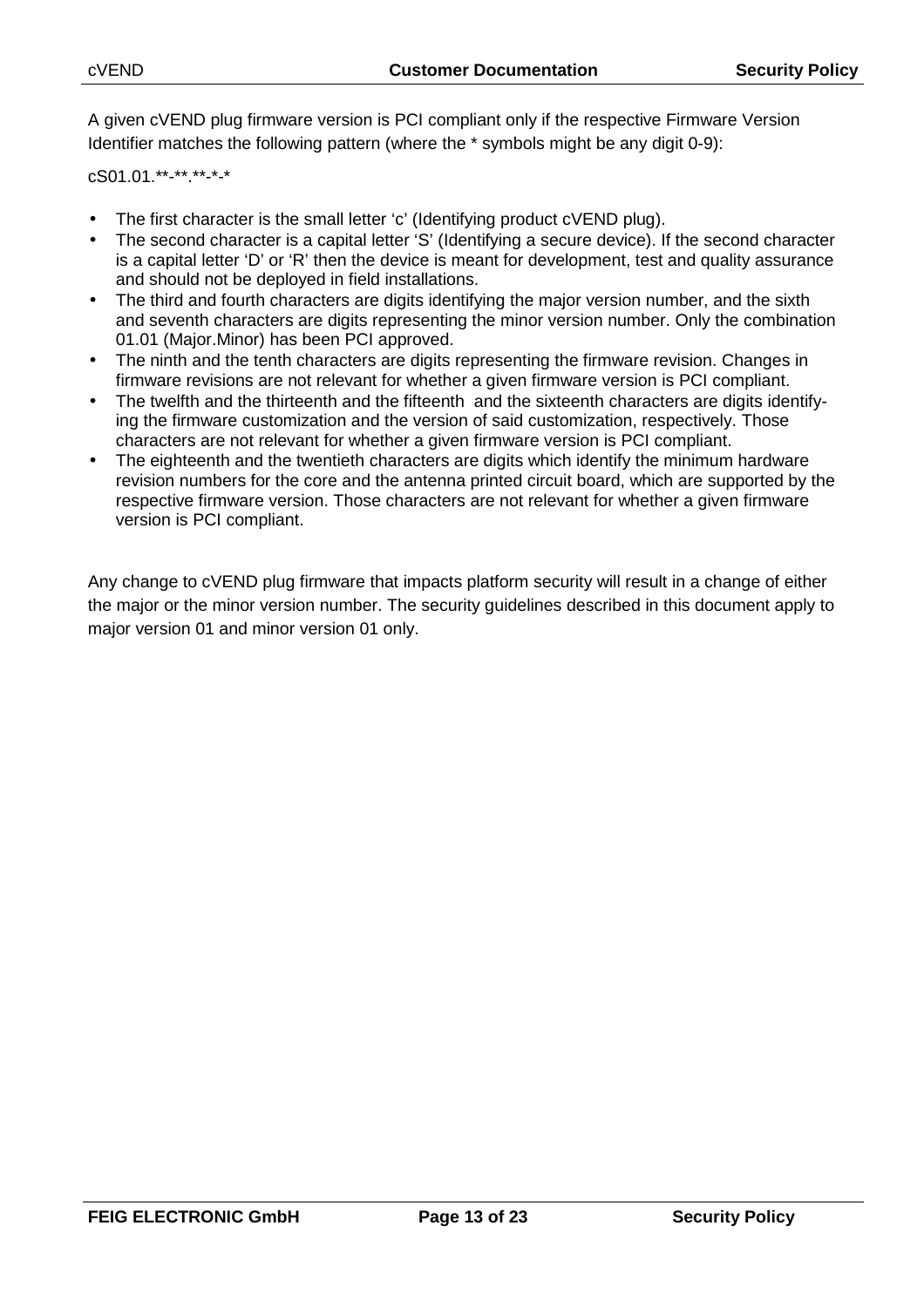A given cVEND plug firmware version is PCI compliant only if the respective Firmware Version Identifier matches the following pattern (where the * symbols might be any digit 0-9):

cS01.01.**-**.**-*-*

- The first character is the small letter ‘c’ (Identifying product cVEND plug).
- The second character is a capital letter ‘S’ (Identifying a secure device). If the second character is a capital letter ‘D’ or ‘R’ then the device is meant for development, test and quality assurance and should not be deployed in field installations.
- The third and fourth characters are digits identifying the major version number, and the sixth and seventh characters are digits representing the minor version number. Only the combination 01.01 (Major.Minor) has been PCI approved.
- The ninth and the tenth characters are digits representing the firmware revision. Changes in firmware revisions are not relevant for whether a given firmware version is PCI compliant.
- The twelfth and the thirteenth and the fifteenth and the sixteenth characters are digits identifying the firmware customization and the version of said customization, respectively. Those characters are not relevant for whether a given firmware version is PCI compliant.
- The eighteenth and the twentieth characters are digits which identify the minimum hardware revision numbers for the core and the antenna printed circuit board, which are supported by the respective firmware version. Those characters are not relevant for whether a given firmware version is PCI compliant.

Any change to cVEND plug firmware that impacts platform security will result in a change of either the major or the minor version number. The security guidelines described in this document apply to major version 01 and minor version 01 only.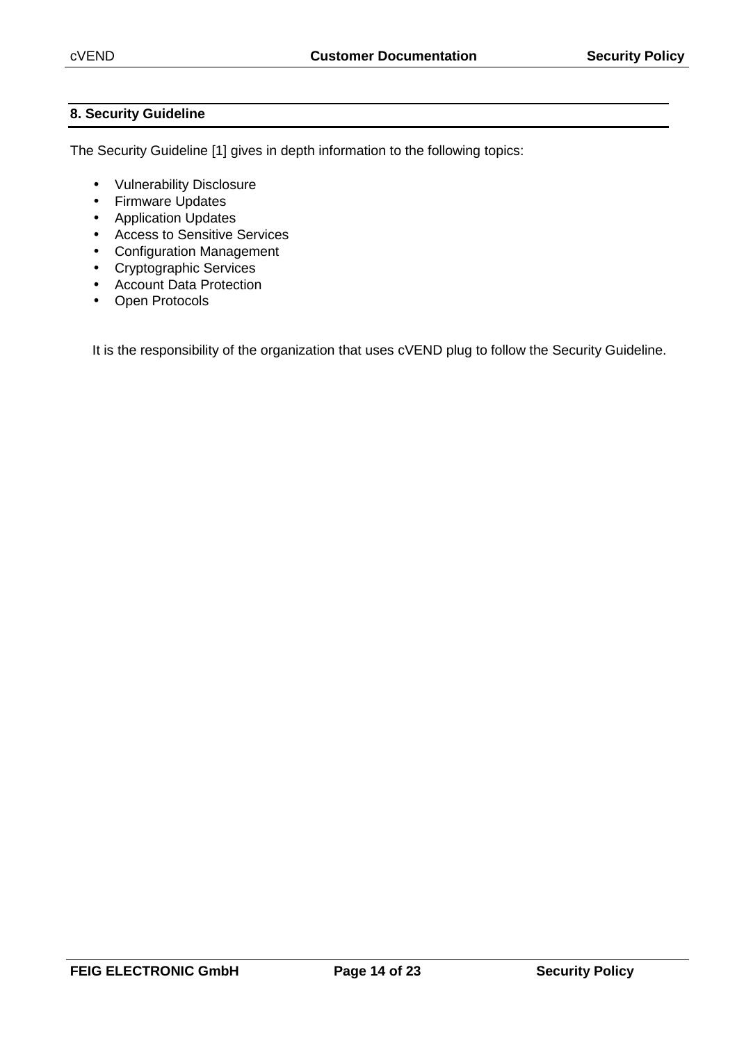## 8. Security Guideline

The Security Guideline [1] gives in depth information to the following topics:

- Vulnerability Disclosure
- Firmware Updates
- Application Updates
- Access to Sensitive Services
- Configuration Management
- Cryptographic Services
- Account Data Protection
- Open Protocols

It is the responsibility of the organization that uses cVEND plug to follow the Security Guideline.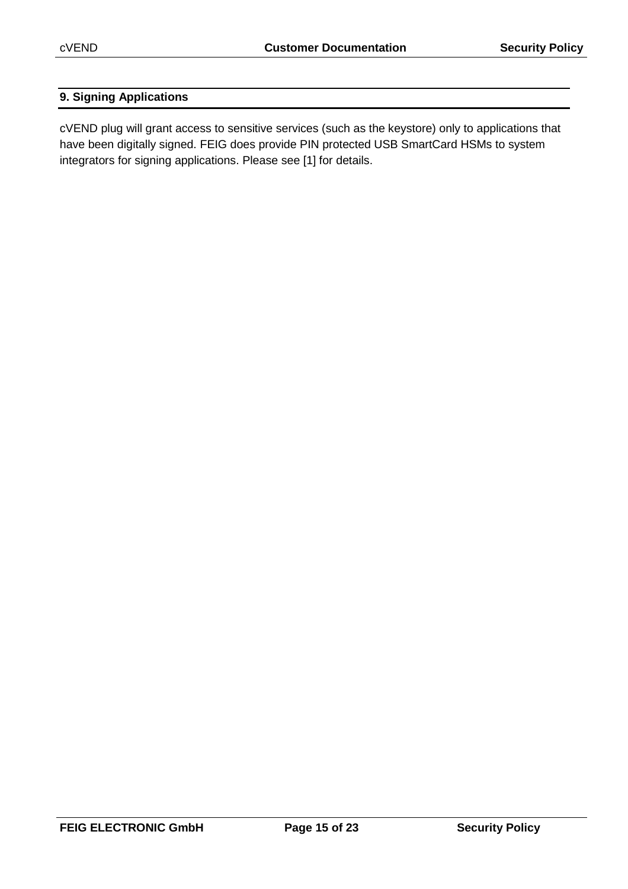## 9. Signing Applications

cVEND plug will grant access to sensitive services (such as the keystore) only to applications that have been digitally signed. FEIG does provide PIN protected USB SmartCard HSMs to system integrators for signing applications. Please see [1] for details.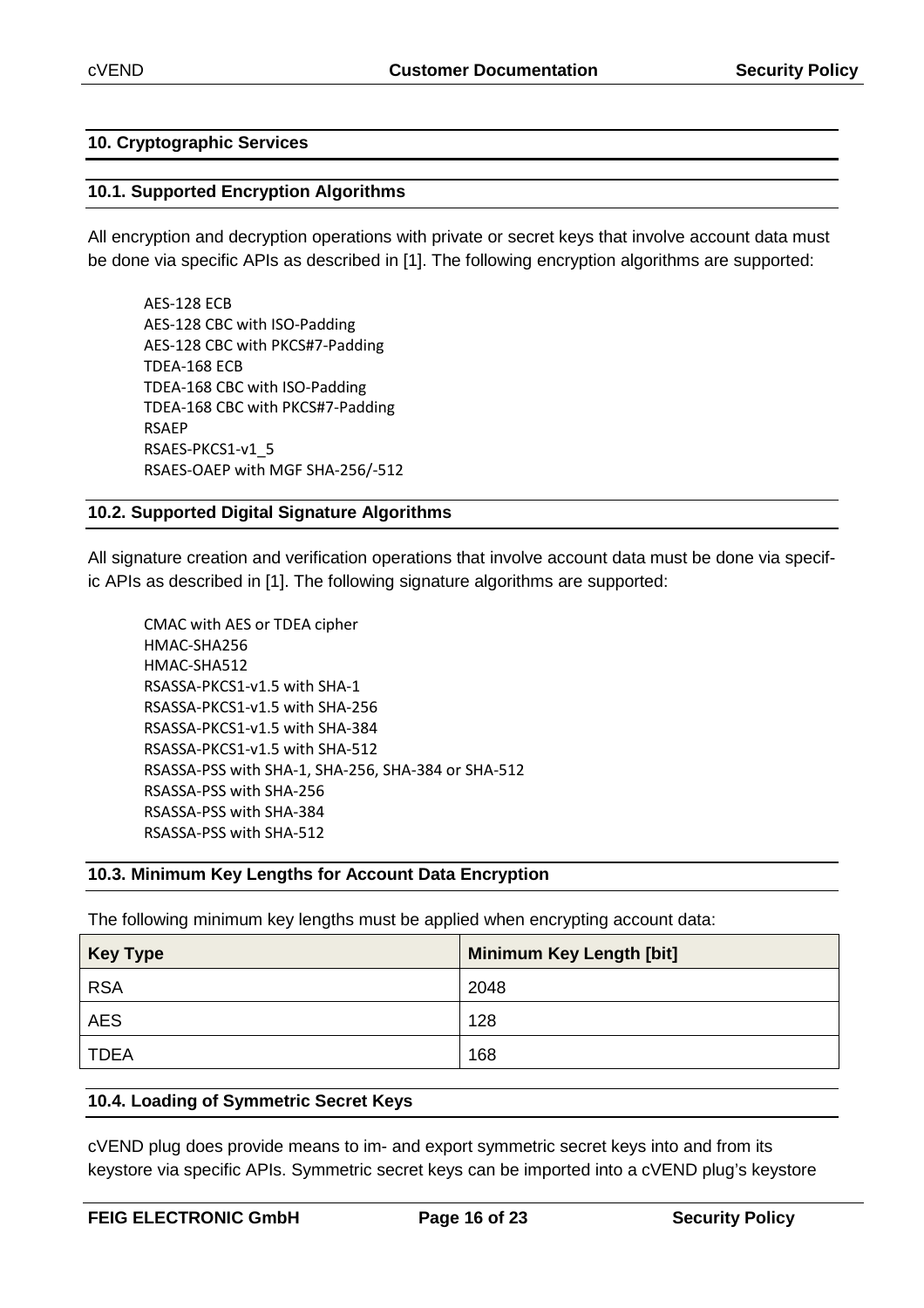## 10. Cryptographic Services

### 10.1. Supported Encryption Algorithms

All encryption and decryption operations with private or secret keys that involve account data must be done via specific APIs as described in [1]. The following encryption algorithms are supported:

AES-128 ECB
AES-128 CBC with ISO-Padding
AES-128 CBC with PKCS#7-Padding
TDEA-168 ECB
TDEA-168 CBC with ISO-Padding
TDEA-168 CBC with PKCS#7-Padding
RSAEP
RSAES-PKCS1-v1_5
RSAES-OAEP with MGF SHA-256/-512

### 10.2. Supported Digital Signature Algorithms

All signature creation and verification operations that involve account data must be done via specific APIs as described in [1]. The following signature algorithms are supported:

CMAC with AES or TDEA cipher
HMAC-SHA256
HMAC-SHA512
RSASSA-PKCS1-v1.5 with SHA-1
RSASSA-PKCS1-v1.5 with SHA-256
RSASSA-PKCS1-v1.5 with SHA-384
RSASSA-PKCS1-v1.5 with SHA-512
RSASSA-PSS with SHA-1, SHA-256, SHA-384 or SHA-512
RSASSA-PSS with SHA-256
RSASSA-PSS with SHA-384
RSASSA-PSS with SHA-512

### 10.3. Minimum Key Lengths for Account Data Encryption

The following minimum key lengths must be applied when encrypting account data:

| Key Type | Minimum Key Length [bit] |
|---|---|
| RSA | 2048 |
| AES | 128 |
| TDEA | 168 |

### 10.4. Loading of Symmetric Secret Keys

cVEND plug does provide means to im- and export symmetric secret keys into and from its keystore via specific APIs. Symmetric secret keys can be imported into a cVEND plug's keystore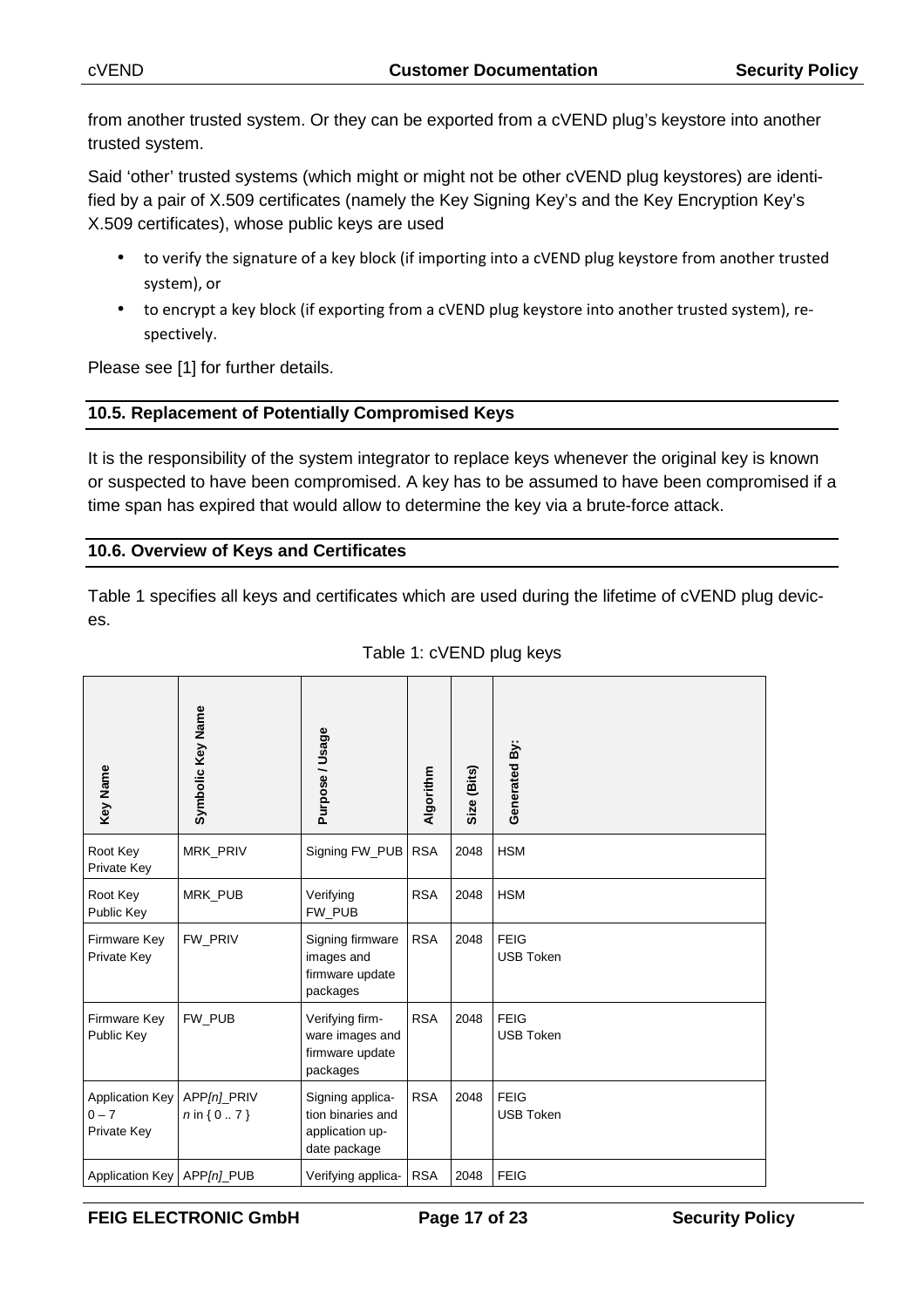from another trusted system. Or they can be exported from a cVEND plug's keystore into another trusted system.

Said 'other' trusted systems (which might or might not be other cVEND plug keystores) are identified by a pair of X.509 certificates (namely the Key Signing Key's and the Key Encryption Key's X.509 certificates), whose public keys are used

- to verify the signature of a key block (if importing into a cVEND plug keystore from another trusted system), or
- to encrypt a key block (if exporting from a cVEND plug keystore into another trusted system), respectively.

Please see [1] for further details.

## 10.5. Replacement of Potentially Compromised Keys

It is the responsibility of the system integrator to replace keys whenever the original key is known or suspected to have been compromised. A key has to be assumed to have been compromised if a time span has expired that would allow to determine the key via a brute-force attack.

## 10.6. Overview of Keys and Certificates

Table 1 specifies all keys and certificates which are used during the lifetime of cVEND plug devices.

Table 1: cVEND plug keys

| Key Name | Symbolic Key Name | Purpose / Usage | Algorithm | Size (Bits) | Generated By: |
|---|---|---|---|---|---|
| Root Key Private Key | MRK_PRIV | Signing FW_PUB | RSA | 2048 | HSM |
| Root Key Public Key | MRK_PUB | Verifying FW_PUB | RSA | 2048 | HSM |
| Firmware Key Private Key | FW_PRIV | Signing firmware images and firmware update packages | RSA | 2048 | FEIG USB Token |
| Firmware Key Public Key | FW_PUB | Verifying firmware images and firmware update packages | RSA | 2048 | FEIG USB Token |
| Application Key 0 – 7 Private Key | APP*[n]*_PRIV *n* in { 0 .. 7 } | Signing application binaries and application update package | RSA | 2048 | FEIG USB Token |
| Application Key | APP*[n]*_PUB | Verifying applica- | RSA | 2048 | FEIG |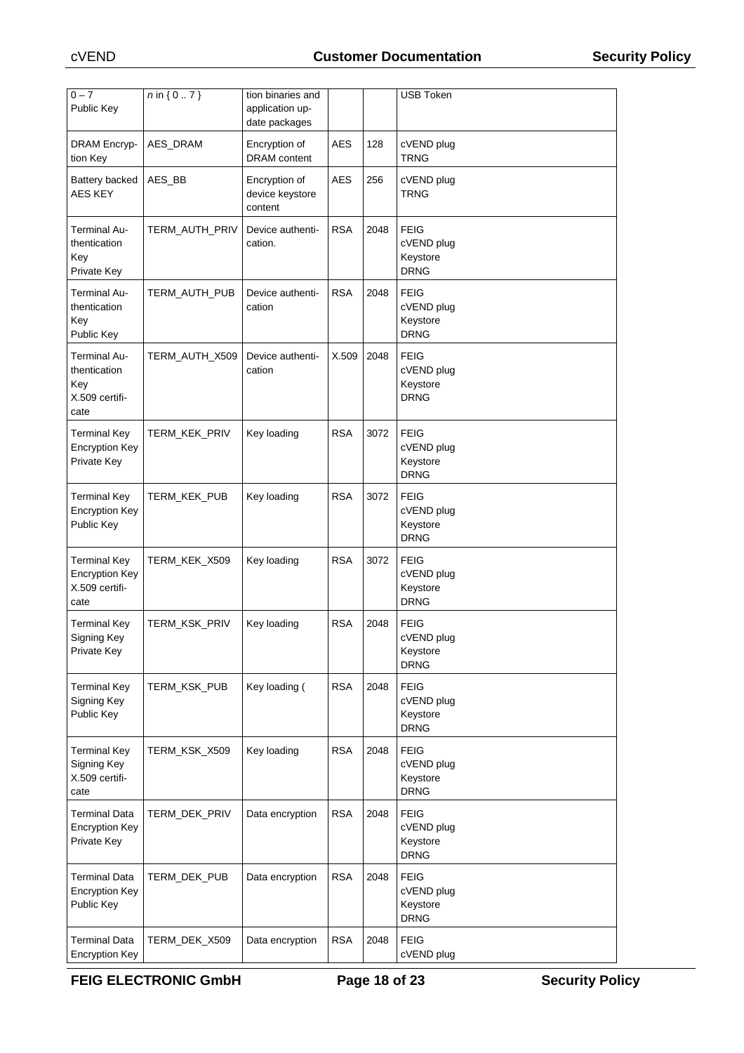| | | | | | |
|---|---|---|---|---|---|
| 0 – 7 Public Key | *n* in { 0 .. 7 } | tion binaries and application update packages | | | USB Token |
| DRAM Encryption Key | AES_DRAM | Encryption of DRAM content | AES | 128 | cVEND plug TRNG |
| Battery backed AES KEY | AES_BB | Encryption of device keystore content | AES | 256 | cVEND plug TRNG |
| Terminal Authentication Key Private Key | TERM_AUTH_PRIV | Device authentication. | RSA | 2048 | FEIG cVEND plug Keystore DRNG |
| Terminal Authentication Key Public Key | TERM_AUTH_PUB | Device authentication | RSA | 2048 | FEIG cVEND plug Keystore DRNG |
| Terminal Authentication Key X.509 certificate | TERM_AUTH_X509 | Device authentication | X.509 | 2048 | FEIG cVEND plug Keystore DRNG |
| Terminal Key Encryption Key Private Key | TERM_KEK_PRIV | Key loading | RSA | 3072 | FEIG cVEND plug Keystore DRNG |
| Terminal Key Encryption Key Public Key | TERM_KEK_PUB | Key loading | RSA | 3072 | FEIG cVEND plug Keystore DRNG |
| Terminal Key Encryption Key X.509 certificate | TERM_KEK_X509 | Key loading | RSA | 3072 | FEIG cVEND plug Keystore DRNG |
| Terminal Key Signing Key Private Key | TERM_KSK_PRIV | Key loading | RSA | 2048 | FEIG cVEND plug Keystore DRNG |
| Terminal Key Signing Key Public Key | TERM_KSK_PUB | Key loading ( | RSA | 2048 | FEIG cVEND plug Keystore DRNG |
| Terminal Key Signing Key X.509 certificate | TERM_KSK_X509 | Key loading | RSA | 2048 | FEIG cVEND plug Keystore DRNG |
| Terminal Data Encryption Key Private Key | TERM_DEK_PRIV | Data encryption | RSA | 2048 | FEIG cVEND plug Keystore DRNG |
| Terminal Data Encryption Key Public Key | TERM_DEK_PUB | Data encryption | RSA | 2048 | FEIG cVEND plug Keystore DRNG |
| Terminal Data Encryption Key | TERM_DEK_X509 | Data encryption | RSA | 2048 | FEIG cVEND plug |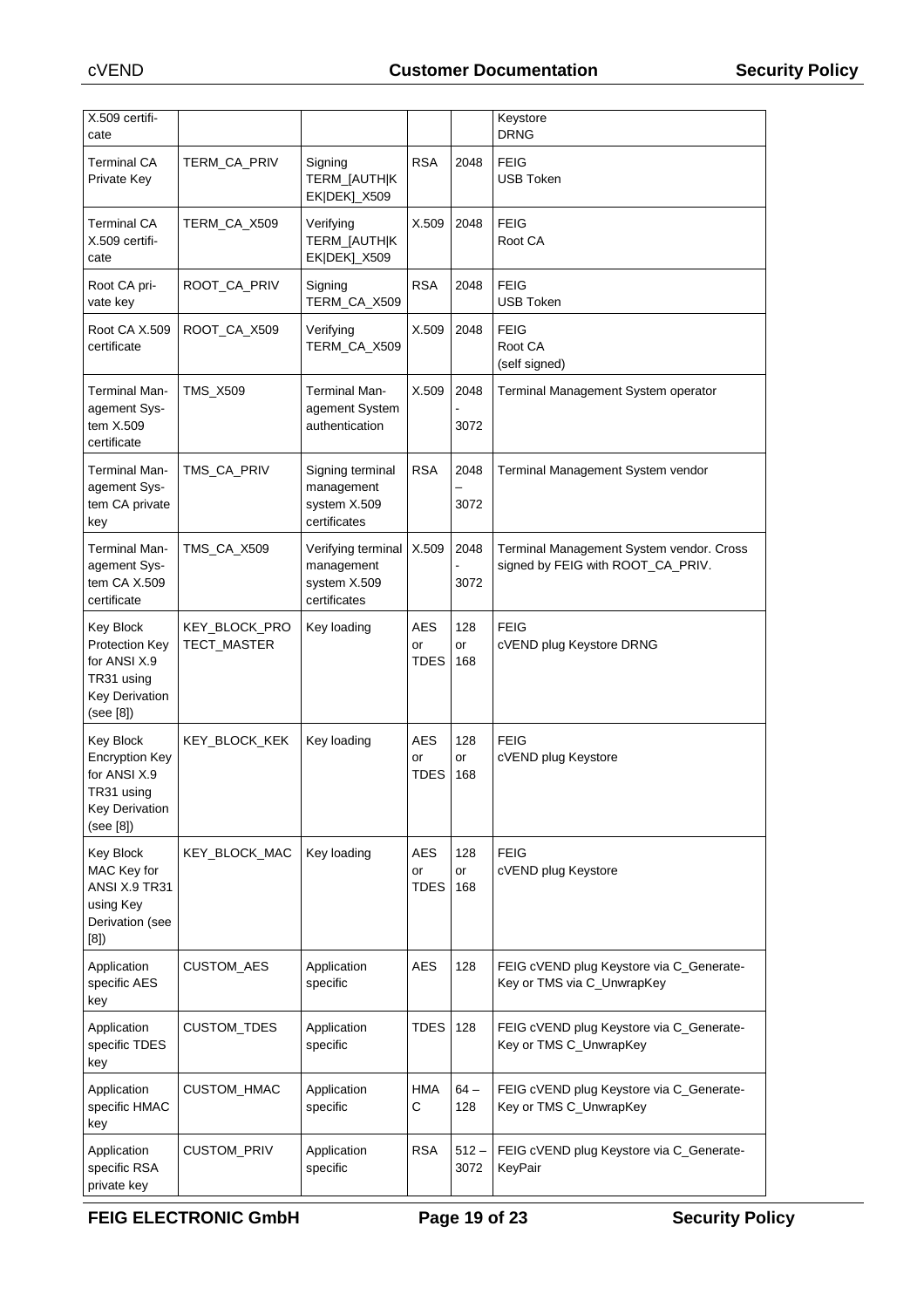| | | | | | |
|---|---|---|---|---|---|
| X.509 certificate | | | | | Keystore<br>DRNG |
| Terminal CA Private Key | TERM_CA_PRIV | Signing TERM_[AUTH\|KEK\|DEK]_X509 | RSA | 2048 | FEIG<br>USB Token |
| Terminal CA X.509 certificate | TERM_CA_X509 | Verifying TERM_[AUTH\|KEK\|DEK]_X509 | X.509 | 2048 | FEIG<br>Root CA |
| Root CA private key | ROOT_CA_PRIV | Signing TERM_CA_X509 | RSA | 2048 | FEIG<br>USB Token |
| Root CA X.509 certificate | ROOT_CA_X509 | Verifying TERM_CA_X509 | X.509 | 2048 | FEIG<br>Root CA<br>(self signed) |
| Terminal Management System X.509 certificate | TMS_X509 | Terminal Management System authentication | X.509 | 2048 - 3072 | Terminal Management System operator |
| Terminal Management System CA private key | TMS_CA_PRIV | Signing terminal management system X.509 certificates | RSA | 2048 – 3072 | Terminal Management System vendor |
| Terminal Management System CA X.509 certificate | TMS_CA_X509 | Verifying terminal management system X.509 certificates | X.509 | 2048 - 3072 | Terminal Management System vendor. Cross signed by FEIG with ROOT_CA_PRIV. |
| Key Block Protection Key for ANSI X.9 TR31 using Key Derivation (see [8]) | KEY_BLOCK_PROTECT_MASTER | Key loading | AES or TDES | 128 or 168 | FEIG<br>cVEND plug Keystore DRNG |
| Key Block Encryption Key for ANSI X.9 TR31 using Key Derivation (see [8]) | KEY_BLOCK_KEK | Key loading | AES or TDES | 128 or 168 | FEIG<br>cVEND plug Keystore |
| Key Block MAC Key for ANSI X.9 TR31 using Key Derivation (see [8]) | KEY_BLOCK_MAC | Key loading | AES or TDES | 128 or 168 | FEIG<br>cVEND plug Keystore |
| Application specific AES key | CUSTOM_AES | Application specific | AES | 128 | FEIG cVEND plug Keystore via C_GenerateKey or TMS via C_UnwrapKey |
| Application specific TDES key | CUSTOM_TDES | Application specific | TDES | 128 | FEIG cVEND plug Keystore via C_GenerateKey or TMS C_UnwrapKey |
| Application specific HMAC key | CUSTOM_HMAC | Application specific | HMAC | 64 – 128 | FEIG cVEND plug Keystore via C_GenerateKey or TMS C_UnwrapKey |
| Application specific RSA private key | CUSTOM_PRIV | Application specific | RSA | 512 – 3072 | FEIG cVEND plug Keystore via C_GenerateKeyPair |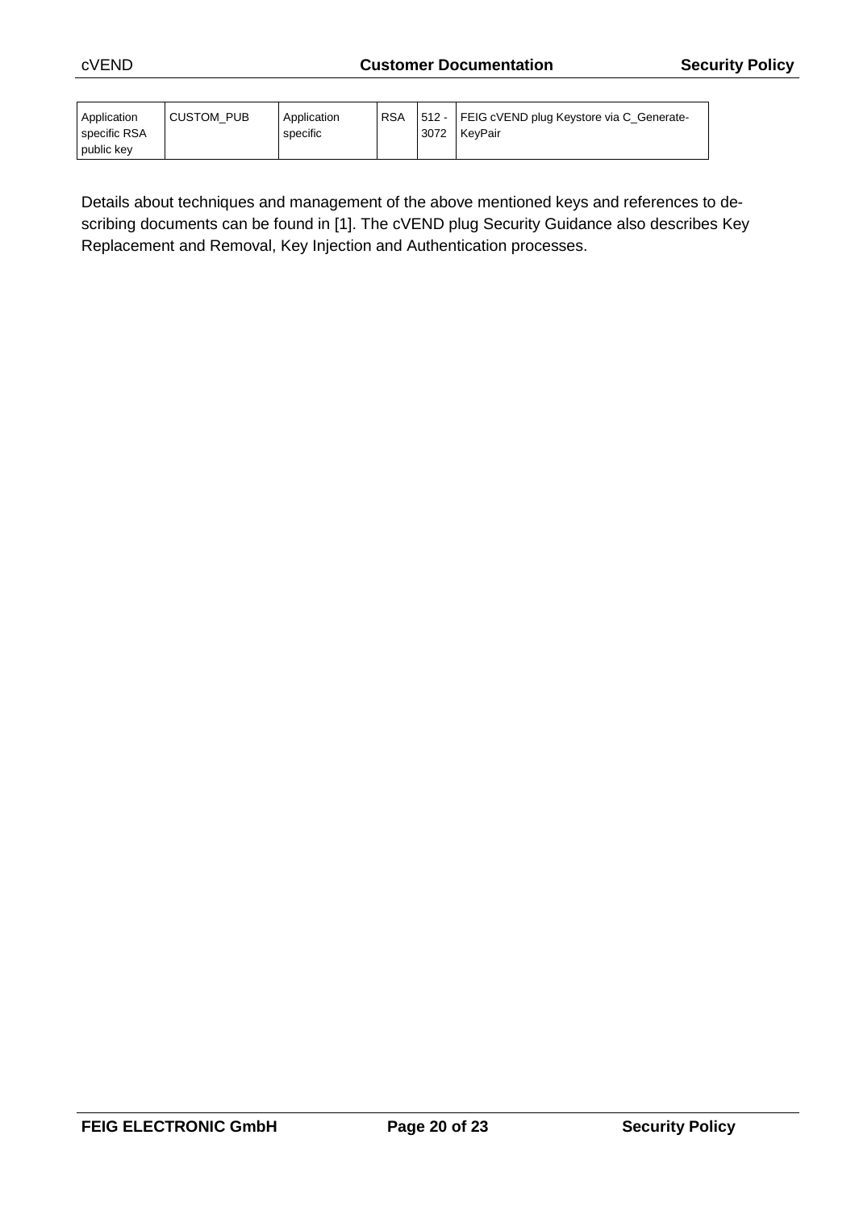| Application specific RSA public key | CUSTOM_PUB | Application specific | RSA | 512 - 3072 | FEIG cVEND plug Keystore via C_Generate-KeyPair |
|---|---|---|---|---|---|

Details about techniques and management of the above mentioned keys and references to describing documents can be found in [1]. The cVEND plug Security Guidance also describes Key Replacement and Removal, Key Injection and Authentication processes.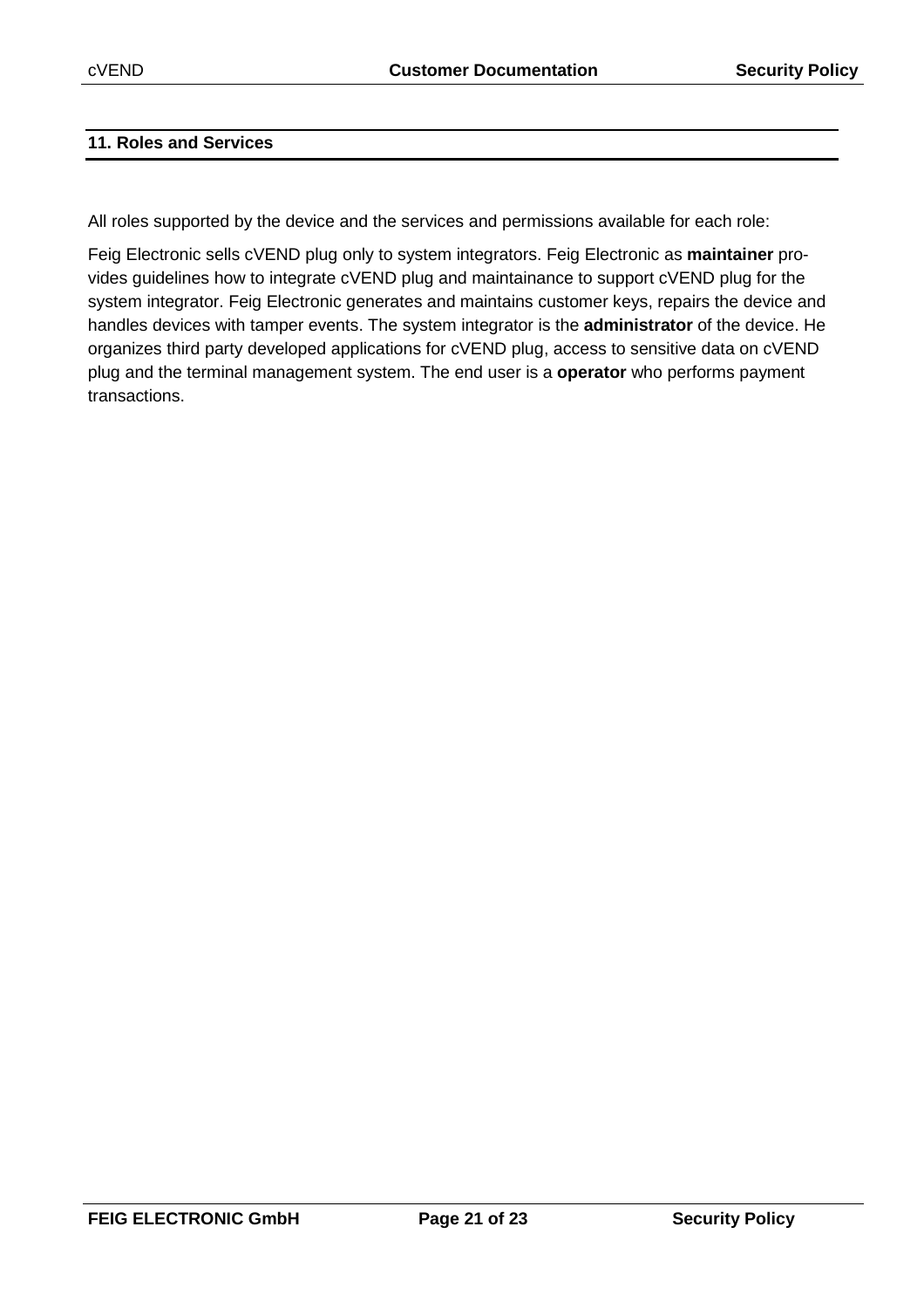## 11. Roles and Services

All roles supported by the device and the services and permissions available for each role:

Feig Electronic sells cVEND plug only to system integrators. Feig Electronic as **maintainer** provides guidelines how to integrate cVEND plug and maintainance to support cVEND plug for the system integrator. Feig Electronic generates and maintains customer keys, repairs the device and handles devices with tamper events. The system integrator is the **administrator** of the device. He organizes third party developed applications for cVEND plug, access to sensitive data on cVEND plug and the terminal management system. The end user is a **operator** who performs payment transactions.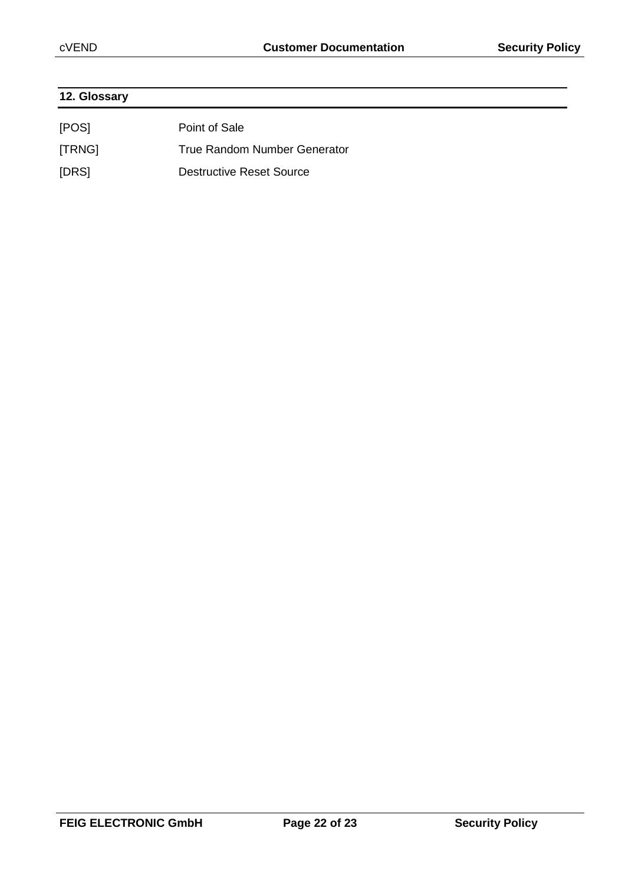## 12. Glossary

| | |
|---|---|
| [POS] | Point of Sale |
| [TRNG] | True Random Number Generator |
| [DRS] | Destructive Reset Source |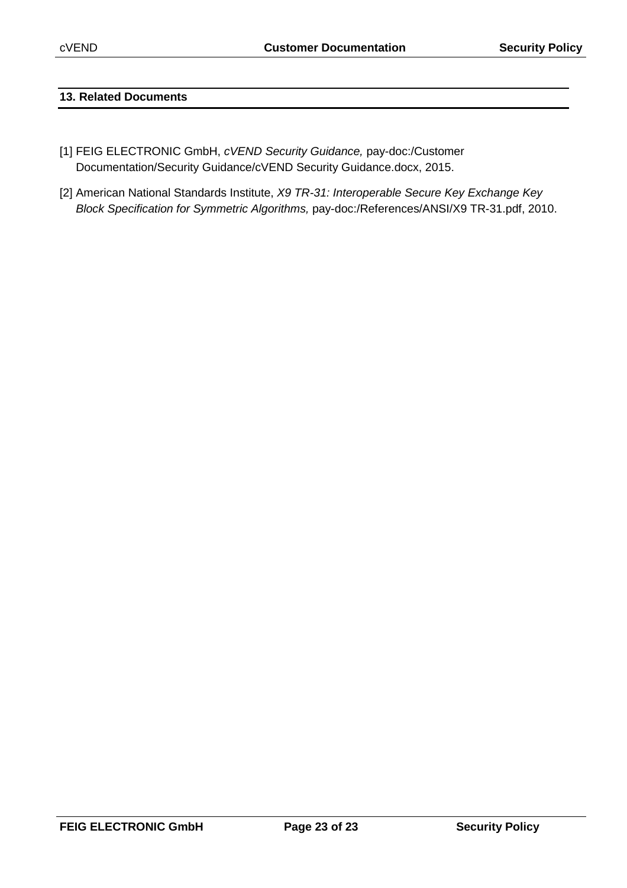## 13. Related Documents

[1] FEIG ELECTRONIC GmbH, *cVEND Security Guidance,* pay-doc:/Customer Documentation/Security Guidance/cVEND Security Guidance.docx, 2015.

[2] American National Standards Institute, *X9 TR-31: Interoperable Secure Key Exchange Key Block Specification for Symmetric Algorithms,* pay-doc:/References/ANSI/X9 TR-31.pdf, 2010.